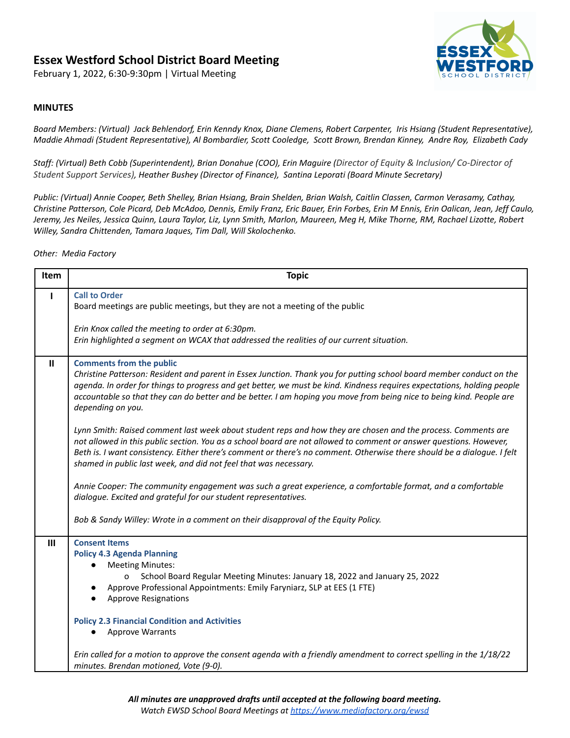# Essex Westford School District Board Meeting

February 1, 2022, 6:30-9:30pm | Virtual Meeting

**MINUTES**

*Board Members: (Virtual) Jack Behlendorf, Erin Kenndy Knox, Diane Clemens, Robert Carpenter, Iris Hsiang (Student Representative), Maddie Ahmadi (Student Representative), Al Bombardier, Scott Cooledge, Scott Brown, Brendan Kinney, Andre Roy, Elizabeth Cady*

*Staff: (Virtual) Beth Cobb (Superintendent), Brian Donahue (COO), Erin Maguire (Director of Equity & Inclusion/ Co-Director of Student Support Services), Heather Bushey (Director of Finance), Santina Leporati (Board Minute Secretary)*

*Public: (Virtual) Annie Cooper, Beth Shelley, Brian Hsiang, Brain Shelden, Brian Walsh, Caitlin Classen, Carmon Verasamy, Cathay, Christine Patterson, Cole Picard, Deb McAdoo, Dennis, Emily Franz, Eric Bauer, Erin Forbes, Erin M Ennis, Erin Oalican, Jean, Jeff Caulo, Jeremy, Jes Neiles, Jessica Quinn, Laura Taylor, Liz, Lynn Smith, Marlon, Maureen, Meg H, Mike Thorne, RM, Rachael Lizotte, Robert Willey, Sandra Chittenden, Tamara Jaques, Tim Dall, Will Skolochenko.*

*Other: Media Factory*

| Item | Topic |
|---|---|
| I | **Call to Order**<br>Board meetings are public meetings, but they are not a meeting of the public<br><br>*Erin Knox called the meeting to order at 6:30pm.*<br>*Erin highlighted a segment on WCAX that addressed the realities of our current situation.* |
| II | **Comments from the public**<br>*Christine Patterson: Resident and parent in Essex Junction. Thank you for putting school board member conduct on the agenda. In order for things to progress and get better, we must be kind. Kindness requires expectations, holding people accountable so that they can do better and be better. I am hoping you move from being nice to being kind. People are depending on you.*<br><br>*Lynn Smith: Raised comment last week about student reps and how they are chosen and the process. Comments are not allowed in this public section. You as a school board are not allowed to comment or answer questions. However, Beth is. I want consistency. Either there's comment or there's no comment. Otherwise there should be a dialogue. I felt shamed in public last week, and did not feel that was necessary.*<br><br>*Annie Cooper: The community engagement was such a great experience, a comfortable format, and a comfortable dialogue. Excited and grateful for our student representatives.*<br><br>*Bob & Sandy Willey: Wrote in a comment on their disapproval of the Equity Policy.* |
| III | **Consent Items**<br>**Policy 4.3 Agenda Planning**<br>● Meeting Minutes:<br>&nbsp;&nbsp;&nbsp;&nbsp;o School Board Regular Meeting Minutes: January 18, 2022 and January 25, 2022<br>● Approve Professional Appointments: Emily Faryniarz, SLP at EES (1 FTE)<br>● Approve Resignations<br><br>**Policy 2.3 Financial Condition and Activities**<br>● Approve Warrants<br><br>*Erin called for a motion to approve the consent agenda with a friendly amendment to correct spelling in the 1/18/22 minutes. Brendan motioned, Vote (9-0).* |

***All minutes are unapproved drafts until accepted at the following board meeting.***
*Watch EWSD School Board Meetings at https://www.mediafactory.org/ewsd*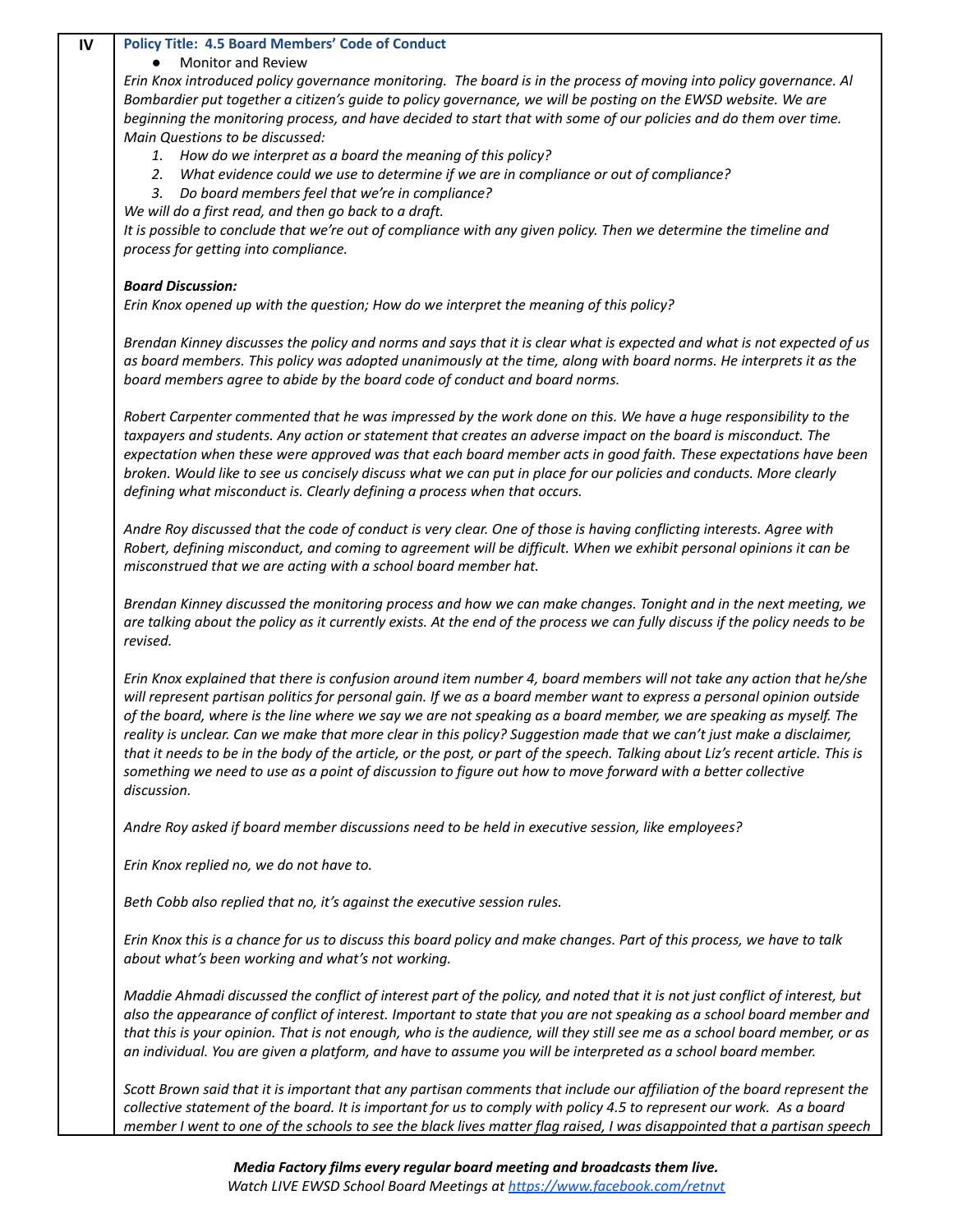| IV | **Policy Title: 4.5 Board Members' Code of Conduct** |
|---|---|

- Monitor and Review

*Erin Knox introduced policy governance monitoring. The board is in the process of moving into policy governance. Al Bombardier put together a citizen's guide to policy governance, we will be posting on the EWSD website. We are beginning the monitoring process, and have decided to start that with some of our policies and do them over time. Main Questions to be discussed:*

1. *How do we interpret as a board the meaning of this policy?*
2. *What evidence could we use to determine if we are in compliance or out of compliance?*
3. *Do board members feel that we're in compliance?*

*We will do a first read, and then go back to a draft.*
*It is possible to conclude that we're out of compliance with any given policy. Then we determine the timeline and process for getting into compliance.*

***Board Discussion:***
*Erin Knox opened up with the question; How do we interpret the meaning of this policy?*

*Brendan Kinney discusses the policy and norms and says that it is clear what is expected and what is not expected of us as board members. This policy was adopted unanimously at the time, along with board norms. He interprets it as the board members agree to abide by the board code of conduct and board norms.*

*Robert Carpenter commented that he was impressed by the work done on this. We have a huge responsibility to the taxpayers and students. Any action or statement that creates an adverse impact on the board is misconduct. The expectation when these were approved was that each board member acts in good faith. These expectations have been broken. Would like to see us concisely discuss what we can put in place for our policies and conducts. More clearly defining what misconduct is. Clearly defining a process when that occurs.*

*Andre Roy discussed that the code of conduct is very clear. One of those is having conflicting interests. Agree with Robert, defining misconduct, and coming to agreement will be difficult. When we exhibit personal opinions it can be misconstrued that we are acting with a school board member hat.*

*Brendan Kinney discussed the monitoring process and how we can make changes. Tonight and in the next meeting, we are talking about the policy as it currently exists. At the end of the process we can fully discuss if the policy needs to be revised.*

*Erin Knox explained that there is confusion around item number 4, board members will not take any action that he/she will represent partisan politics for personal gain. If we as a board member want to express a personal opinion outside of the board, where is the line where we say we are not speaking as a board member, we are speaking as myself. The reality is unclear. Can we make that more clear in this policy? Suggestion made that we can't just make a disclaimer, that it needs to be in the body of the article, or the post, or part of the speech. Talking about Liz's recent article. This is something we need to use as a point of discussion to figure out how to move forward with a better collective discussion.*

*Andre Roy asked if board member discussions need to be held in executive session, like employees?*

*Erin Knox replied no, we do not have to.*

*Beth Cobb also replied that no, it's against the executive session rules.*

*Erin Knox this is a chance for us to discuss this board policy and make changes. Part of this process, we have to talk about what's been working and what's not working.*

*Maddie Ahmadi discussed the conflict of interest part of the policy, and noted that it is not just conflict of interest, but also the appearance of conflict of interest. Important to state that you are not speaking as a school board member and that this is your opinion. That is not enough, who is the audience, will they still see me as a school board member, or as an individual. You are given a platform, and have to assume you will be interpreted as a school board member.*

*Scott Brown said that it is important that any partisan comments that include our affiliation of the board represent the collective statement of the board. It is important for us to comply with policy 4.5 to represent our work. As a board member I went to one of the schools to see the black lives matter flag raised, I was disappointed that a partisan speech*

***Media Factory films every regular board meeting and broadcasts them live.***
*Watch LIVE EWSD School Board Meetings at https://www.facebook.com/retnvt*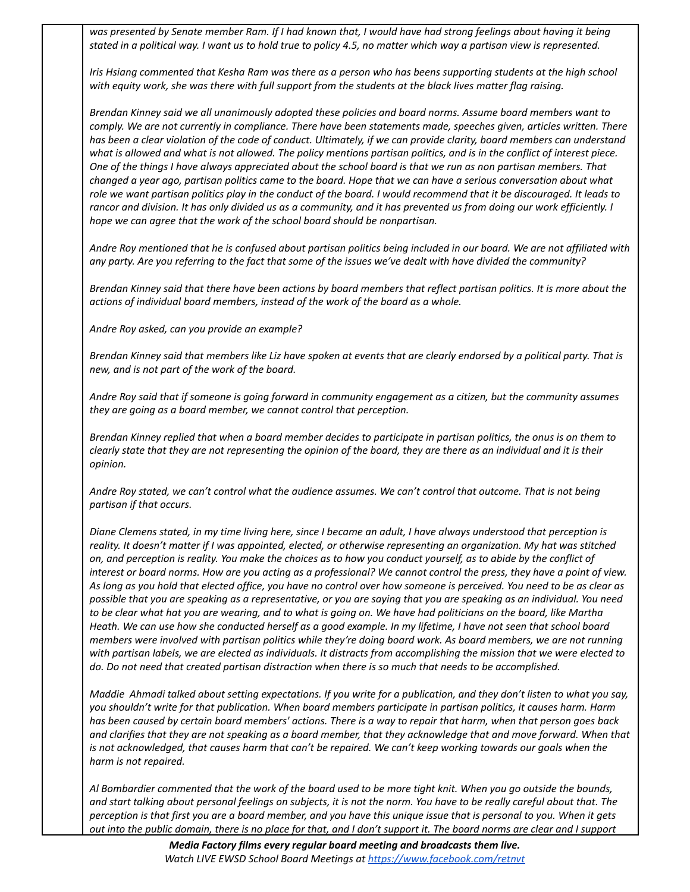*was presented by Senate member Ram. If I had known that, I would have had strong feelings about having it being stated in a political way. I want us to hold true to policy 4.5, no matter which way a partisan view is represented.*

*Iris Hsiang commented that Kesha Ram was there as a person who has beens supporting students at the high school with equity work, she was there with full support from the students at the black lives matter flag raising.*

*Brendan Kinney said we all unanimously adopted these policies and board norms. Assume board members want to comply. We are not currently in compliance. There have been statements made, speeches given, articles written. There has been a clear violation of the code of conduct. Ultimately, if we can provide clarity, board members can understand what is allowed and what is not allowed. The policy mentions partisan politics, and is in the conflict of interest piece. One of the things I have always appreciated about the school board is that we run as non partisan members. That changed a year ago, partisan politics came to the board. Hope that we can have a serious conversation about what role we want partisan politics play in the conduct of the board. I would recommend that it be discouraged. It leads to rancor and division. It has only divided us as a community, and it has prevented us from doing our work efficiently. I hope we can agree that the work of the school board should be nonpartisan.*

*Andre Roy mentioned that he is confused about partisan politics being included in our board. We are not affiliated with any party. Are you referring to the fact that some of the issues we've dealt with have divided the community?*

*Brendan Kinney said that there have been actions by board members that reflect partisan politics. It is more about the actions of individual board members, instead of the work of the board as a whole.*

*Andre Roy asked, can you provide an example?*

*Brendan Kinney said that members like Liz have spoken at events that are clearly endorsed by a political party. That is new, and is not part of the work of the board.*

*Andre Roy said that if someone is going forward in community engagement as a citizen, but the community assumes they are going as a board member, we cannot control that perception.*

*Brendan Kinney replied that when a board member decides to participate in partisan politics, the onus is on them to clearly state that they are not representing the opinion of the board, they are there as an individual and it is their opinion.*

*Andre Roy stated, we can't control what the audience assumes. We can't control that outcome. That is not being partisan if that occurs.*

*Diane Clemens stated, in my time living here, since I became an adult, I have always understood that perception is reality. It doesn't matter if I was appointed, elected, or otherwise representing an organization. My hat was stitched on, and perception is reality. You make the choices as to how you conduct yourself, as to abide by the conflict of interest or board norms. How are you acting as a professional? We cannot control the press, they have a point of view. As long as you hold that elected office, you have no control over how someone is perceived. You need to be as clear as possible that you are speaking as a representative, or you are saying that you are speaking as an individual. You need to be clear what hat you are wearing, and to what is going on. We have had politicians on the board, like Martha Heath. We can use how she conducted herself as a good example. In my lifetime, I have not seen that school board members were involved with partisan politics while they're doing board work. As board members, we are not running with partisan labels, we are elected as individuals. It distracts from accomplishing the mission that we were elected to do. Do not need that created partisan distraction when there is so much that needs to be accomplished.*

*Maddie Ahmadi talked about setting expectations. If you write for a publication, and they don't listen to what you say, you shouldn't write for that publication. When board members participate in partisan politics, it causes harm. Harm has been caused by certain board members' actions. There is a way to repair that harm, when that person goes back and clarifies that they are not speaking as a board member, that they acknowledge that and move forward. When that is not acknowledged, that causes harm that can't be repaired. We can't keep working towards our goals when the harm is not repaired.*

*Al Bombardier commented that the work of the board used to be more tight knit. When you go outside the bounds, and start talking about personal feelings on subjects, it is not the norm. You have to be really careful about that. The perception is that first you are a board member, and you have this unique issue that is personal to you. When it gets out into the public domain, there is no place for that, and I don't support it. The board norms are clear and I support*

***Media Factory films every regular board meeting and broadcasts them live.***
*Watch LIVE EWSD School Board Meetings at https://www.facebook.com/retnvt*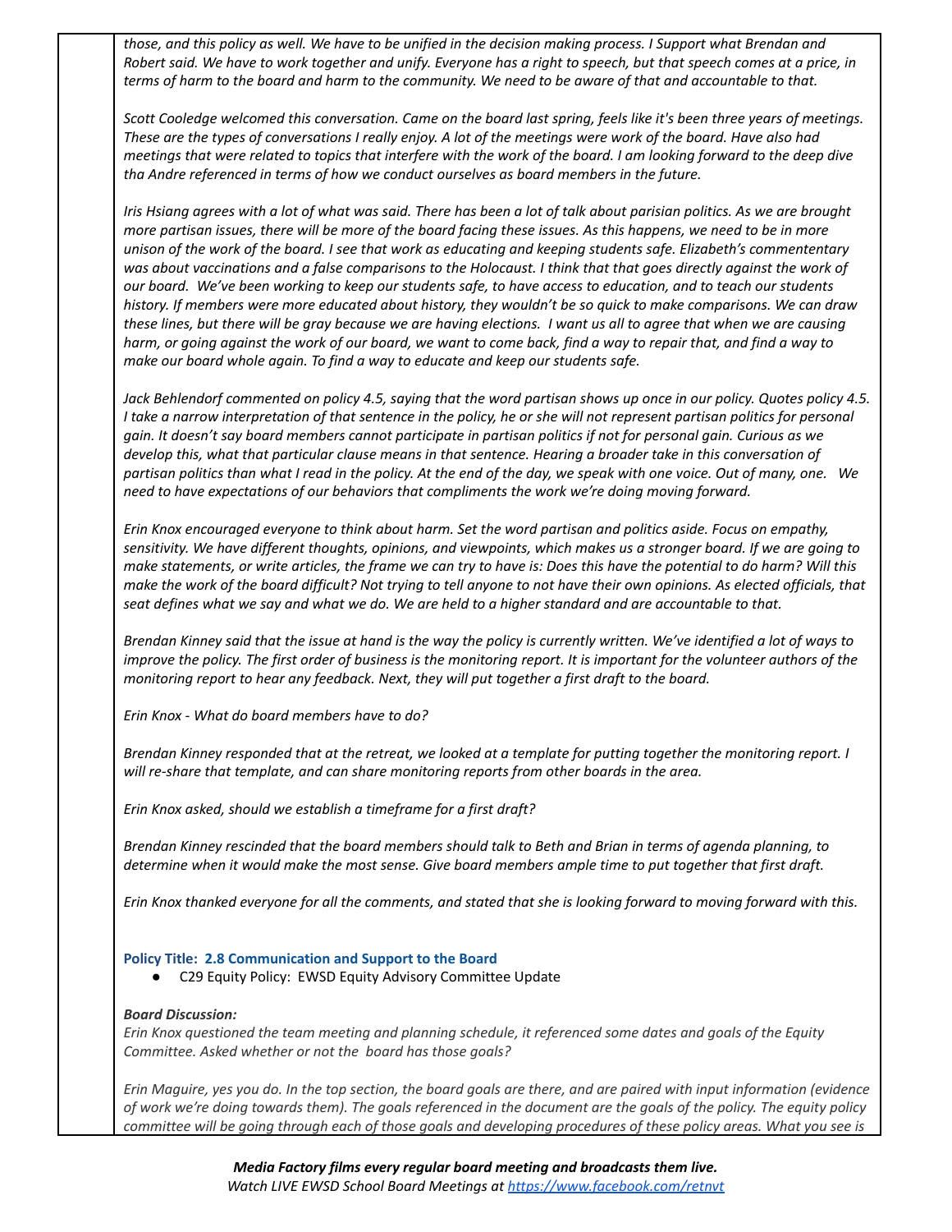*those, and this policy as well. We have to be unified in the decision making process. I Support what Brendan and Robert said. We have to work together and unify. Everyone has a right to speech, but that speech comes at a price, in terms of harm to the board and harm to the community. We need to be aware of that and accountable to that.*

*Scott Cooledge welcomed this conversation. Came on the board last spring, feels like it's been three years of meetings. These are the types of conversations I really enjoy. A lot of the meetings were work of the board. Have also had meetings that were related to topics that interfere with the work of the board. I am looking forward to the deep dive tha Andre referenced in terms of how we conduct ourselves as board members in the future.*

*Iris Hsiang agrees with a lot of what was said. There has been a lot of talk about parisian politics. As we are brought more partisan issues, there will be more of the board facing these issues. As this happens, we need to be in more unison of the work of the board. I see that work as educating and keeping students safe. Elizabeth's commentary was about vaccinations and a false comparisons to the Holocaust. I think that that goes directly against the work of our board. We've been working to keep our students safe, to have access to education, and to teach our students history. If members were more educated about history, they wouldn't be so quick to make comparisons. We can draw these lines, but there will be gray because we are having elections. I want us all to agree that when we are causing harm, or going against the work of our board, we want to come back, find a way to repair that, and find a way to make our board whole again. To find a way to educate and keep our students safe.*

*Jack Behlendorf commented on policy 4.5, saying that the word partisan shows up once in our policy. Quotes policy 4.5. I take a narrow interpretation of that sentence in the policy, he or she will not represent partisan politics for personal gain. It doesn't say board members cannot participate in partisan politics if not for personal gain. Curious as we develop this, what that particular clause means in that sentence. Hearing a broader take in this conversation of partisan politics than what I read in the policy. At the end of the day, we speak with one voice. Out of many, one. We need to have expectations of our behaviors that compliments the work we're doing moving forward.*

*Erin Knox encouraged everyone to think about harm. Set the word partisan and politics aside. Focus on empathy, sensitivity. We have different thoughts, opinions, and viewpoints, which makes us a stronger board. If we are going to make statements, or write articles, the frame we can try to have is: Does this have the potential to do harm? Will this make the work of the board difficult? Not trying to tell anyone to not have their own opinions. As elected officials, that seat defines what we say and what we do. We are held to a higher standard and are accountable to that.*

*Brendan Kinney said that the issue at hand is the way the policy is currently written. We've identified a lot of ways to improve the policy. The first order of business is the monitoring report. It is important for the volunteer authors of the monitoring report to hear any feedback. Next, they will put together a first draft to the board.*

*Erin Knox - What do board members have to do?*

*Brendan Kinney responded that at the retreat, we looked at a template for putting together the monitoring report. I will re-share that template, and can share monitoring reports from other boards in the area.*

*Erin Knox asked, should we establish a timeframe for a first draft?*

*Brendan Kinney rescinded that the board members should talk to Beth and Brian in terms of agenda planning, to determine when it would make the most sense. Give board members ample time to put together that first draft.*

*Erin Knox thanked everyone for all the comments, and stated that she is looking forward to moving forward with this.*

**Policy Title: 2.8 Communication and Support to the Board**

- C29 Equity Policy: EWSD Equity Advisory Committee Update

***Board Discussion:***

*Erin Knox questioned the team meeting and planning schedule, it referenced some dates and goals of the Equity Committee. Asked whether or not the board has those goals?*

*Erin Maguire, yes you do. In the top section, the board goals are there, and are paired with input information (evidence of work we're doing towards them). The goals referenced in the document are the goals of the policy. The equity policy committee will be going through each of those goals and developing procedures of these policy areas. What you see is*

***Media Factory films every regular board meeting and broadcasts them live.***
*Watch LIVE EWSD School Board Meetings at https://www.facebook.com/retnvt*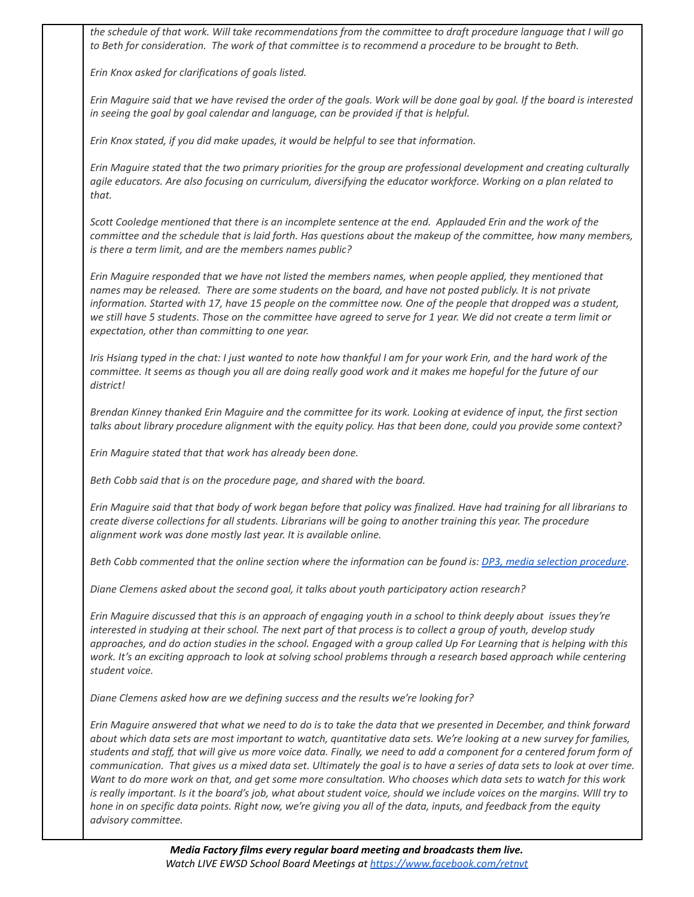*the schedule of that work. Will take recommendations from the committee to draft procedure language that I will go to Beth for consideration. The work of that committee is to recommend a procedure to be brought to Beth.*

*Erin Knox asked for clarifications of goals listed.*

*Erin Maguire said that we have revised the order of the goals. Work will be done goal by goal. If the board is interested in seeing the goal by goal calendar and language, can be provided if that is helpful.*

*Erin Knox stated, if you did make upades, it would be helpful to see that information.*

*Erin Maguire stated that the two primary priorities for the group are professional development and creating culturally agile educators. Are also focusing on curriculum, diversifying the educator workforce. Working on a plan related to that.*

*Scott Cooledge mentioned that there is an incomplete sentence at the end. Applauded Erin and the work of the committee and the schedule that is laid forth. Has questions about the makeup of the committee, how many members, is there a term limit, and are the members names public?*

*Erin Maguire responded that we have not listed the members names, when people applied, they mentioned that names may be released. There are some students on the board, and have not posted publicly. It is not private information. Started with 17, have 15 people on the committee now. One of the people that dropped was a student, we still have 5 students. Those on the committee have agreed to serve for 1 year. We did not create a term limit or expectation, other than committing to one year.*

*Iris Hsiang typed in the chat: I just wanted to note how thankful I am for your work Erin, and the hard work of the committee. It seems as though you all are doing really good work and it makes me hopeful for the future of our district!*

*Brendan Kinney thanked Erin Maguire and the committee for its work. Looking at evidence of input, the first section talks about library procedure alignment with the equity policy. Has that been done, could you provide some context?*

*Erin Maguire stated that that work has already been done.*

*Beth Cobb said that is on the procedure page, and shared with the board.*

*Erin Maguire said that that body of work began before that policy was finalized. Have had training for all librarians to create diverse collections for all students. Librarians will be going to another training this year. The procedure alignment work was done mostly last year. It is available online.*

*Beth Cobb commented that the online section where the information can be found is: DP3, media selection procedure.*

*Diane Clemens asked about the second goal, it talks about youth participatory action research?*

*Erin Maguire discussed that this is an approach of engaging youth in a school to think deeply about issues they're interested in studying at their school. The next part of that process is to collect a group of youth, develop study approaches, and do action studies in the school. Engaged with a group called Up For Learning that is helping with this work. It's an exciting approach to look at solving school problems through a research based approach while centering student voice.*

*Diane Clemens asked how are we defining success and the results we're looking for?*

*Erin Maguire answered that what we need to do is to take the data that we presented in December, and think forward about which data sets are most important to watch, quantitative data sets. We're looking at a new survey for families, students and staff, that will give us more voice data. Finally, we need to add a component for a centered forum form of communication. That gives us a mixed data set. Ultimately the goal is to have a series of data sets to look at over time. Want to do more work on that, and get some more consultation. Who chooses which data sets to watch for this work is really important. Is it the board's job, what about student voice, should we include voices on the margins. WIll try to hone in on specific data points. Right now, we're giving you all of the data, inputs, and feedback from the equity advisory committee.*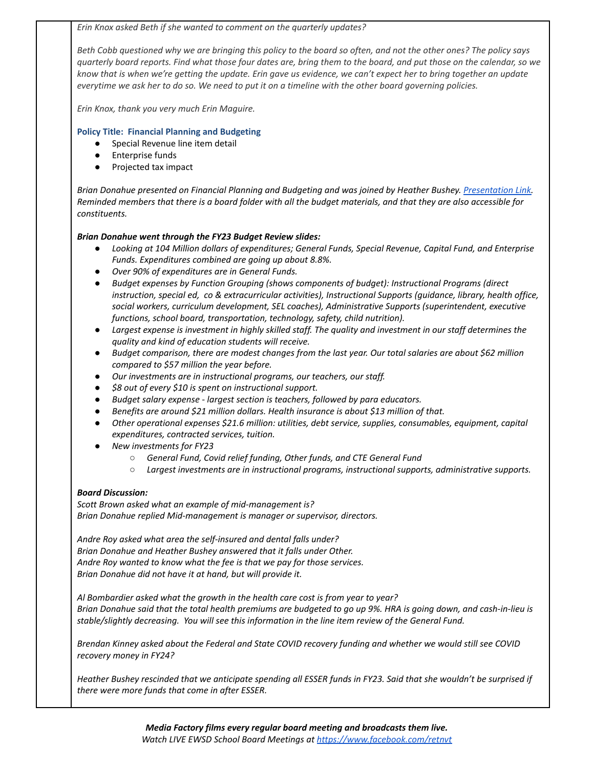*Erin Knox asked Beth if she wanted to comment on the quarterly updates?*

*Beth Cobb questioned why we are bringing this policy to the board so often, and not the other ones? The policy says quarterly board reports. Find what those four dates are, bring them to the board, and put those on the calendar, so we know that is when we're getting the update. Erin gave us evidence, we can't expect her to bring together an update everytime we ask her to do so. We need to put it on a timeline with the other board governing policies.*

*Erin Knox, thank you very much Erin Maguire.*

**Policy Title: Financial Planning and Budgeting**

- Special Revenue line item detail
- Enterprise funds
- Projected tax impact

*Brian Donahue presented on Financial Planning and Budgeting and was joined by Heather Bushey. [Presentation Link](). Reminded members that there is a board folder with all the budget materials, and that they are also accessible for constituents.*

***Brian Donahue went through the FY23 Budget Review slides:***

- *Looking at 104 Million dollars of expenditures; General Funds, Special Revenue, Capital Fund, and Enterprise Funds. Expenditures combined are going up about 8.8%.*
- *Over 90% of expenditures are in General Funds.*
- *Budget expenses by Function Grouping (shows components of budget): Instructional Programs (direct instruction, special ed, co & extracurricular activities), Instructional Supports (guidance, library, health office, social workers, curriculum development, SEL coaches), Administrative Supports (superintendent, executive functions, school board, transportation, technology, safety, child nutrition).*
- *Largest expense is investment in highly skilled staff. The quality and investment in our staff determines the quality and kind of education students will receive.*
- *Budget comparison, there are modest changes from the last year. Our total salaries are about $62 million compared to $57 million the year before.*
- *Our investments are in instructional programs, our teachers, our staff.*
- *$8 out of every $10 is spent on instructional support.*
- *Budget salary expense - largest section is teachers, followed by para educators.*
- *Benefits are around $21 million dollars. Health insurance is about $13 million of that.*
- *Other operational expenses $21.6 million: utilities, debt service, supplies, consumables, equipment, capital expenditures, contracted services, tuition.*
- *New investments for FY23*
  - *General Fund, Covid relief funding, Other funds, and CTE General Fund*
  - *Largest investments are in instructional programs, instructional supports, administrative supports.*

***Board Discussion:***

*Scott Brown asked what an example of mid-management is?*
*Brian Donahue replied Mid-management is manager or supervisor, directors.*

*Andre Roy asked what area the self-insured and dental falls under?*
*Brian Donahue and Heather Bushey answered that it falls under Other.*
*Andre Roy wanted to know what the fee is that we pay for those services.*
*Brian Donahue did not have it at hand, but will provide it.*

*Al Bombardier asked what the growth in the health care cost is from year to year?*
*Brian Donahue said that the total health premiums are budgeted to go up 9%. HRA is going down, and cash-in-lieu is stable/slightly decreasing. You will see this information in the line item review of the General Fund.*

*Brendan Kinney asked about the Federal and State COVID recovery funding and whether we would still see COVID recovery money in FY24?*

*Heather Bushey rescinded that we anticipate spending all ESSER funds in FY23. Said that she wouldn't be surprised if there were more funds that come in after ESSER.*

***Media Factory films every regular board meeting and broadcasts them live.***
*Watch LIVE EWSD School Board Meetings at [https://www.facebook.com/retnvt](https://www.facebook.com/retnvt)*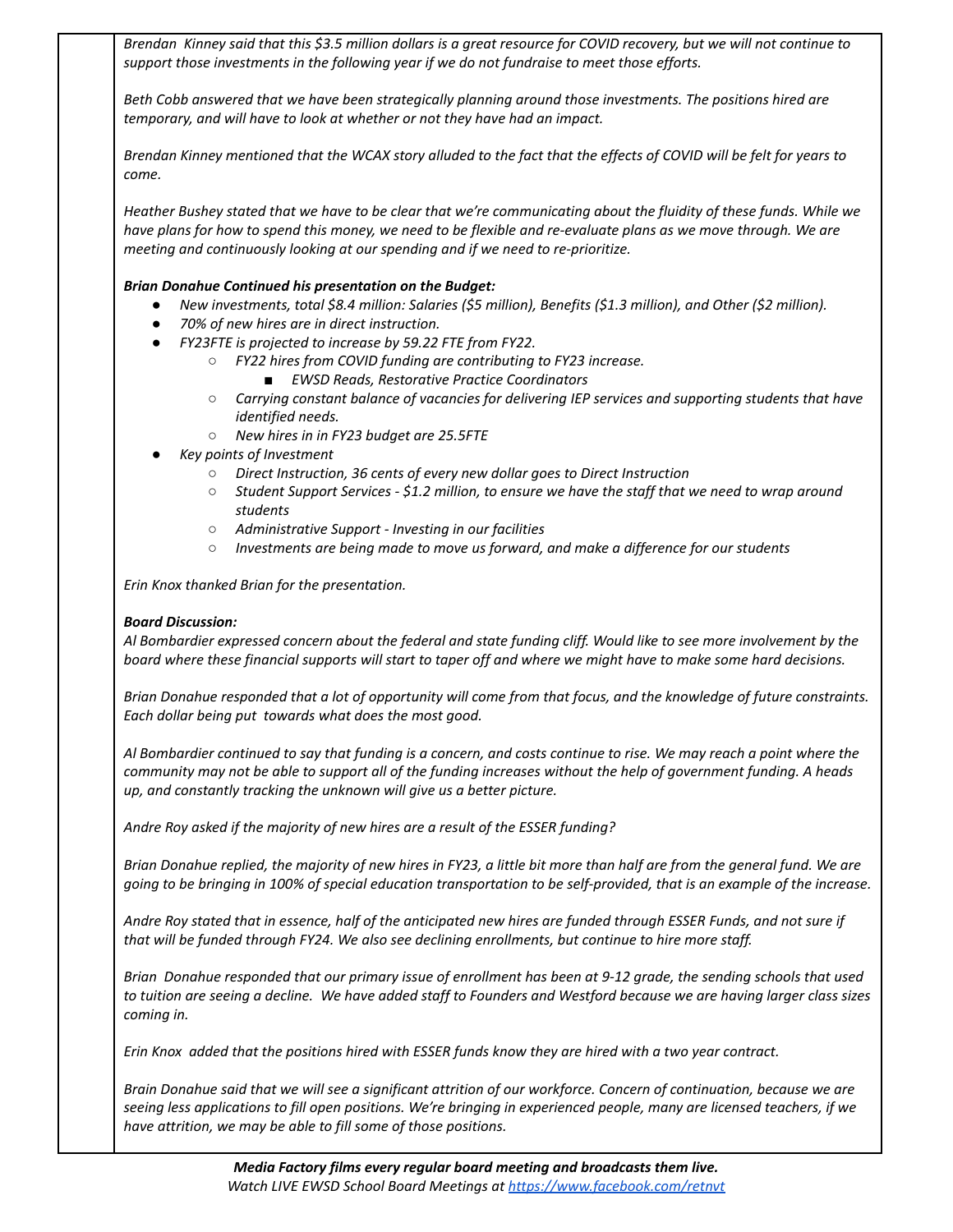*Brendan Kinney said that this $3.5 million dollars is a great resource for COVID recovery, but we will not continue to support those investments in the following year if we do not fundraise to meet those efforts.*

*Beth Cobb answered that we have been strategically planning around those investments. The positions hired are temporary, and will have to look at whether or not they have had an impact.*

*Brendan Kinney mentioned that the WCAX story alluded to the fact that the effects of COVID will be felt for years to come.*

*Heather Bushey stated that we have to be clear that we're communicating about the fluidity of these funds. While we have plans for how to spend this money, we need to be flexible and re-evaluate plans as we move through. We are meeting and continuously looking at our spending and if we need to re-prioritize.*

***Brian Donahue Continued his presentation on the Budget:***

- *New investments, total $8.4 million: Salaries ($5 million), Benefits ($1.3 million), and Other ($2 million).*
- *70% of new hires are in direct instruction.*
- *FY23FTE is projected to increase by 59.22 FTE from FY22.*
  - *FY22 hires from COVID funding are contributing to FY23 increase.*
    - *EWSD Reads, Restorative Practice Coordinators*
  - *Carrying constant balance of vacancies for delivering IEP services and supporting students that have identified needs.*
  - *New hires in in FY23 budget are 25.5FTE*
- *Key points of Investment*
  - *Direct Instruction, 36 cents of every new dollar goes to Direct Instruction*
  - *Student Support Services - $1.2 million, to ensure we have the staff that we need to wrap around students*
  - *Administrative Support - Investing in our facilities*
  - *Investments are being made to move us forward, and make a difference for our students*

*Erin Knox thanked Brian for the presentation.*

***Board Discussion:***

*Al Bombardier expressed concern about the federal and state funding cliff. Would like to see more involvement by the board where these financial supports will start to taper off and where we might have to make some hard decisions.*

*Brian Donahue responded that a lot of opportunity will come from that focus, and the knowledge of future constraints. Each dollar being put towards what does the most good.*

*Al Bombardier continued to say that funding is a concern, and costs continue to rise. We may reach a point where the community may not be able to support all of the funding increases without the help of government funding. A heads up, and constantly tracking the unknown will give us a better picture.*

*Andre Roy asked if the majority of new hires are a result of the ESSER funding?*

*Brian Donahue replied, the majority of new hires in FY23, a little bit more than half are from the general fund. We are going to be bringing in 100% of special education transportation to be self-provided, that is an example of the increase.*

*Andre Roy stated that in essence, half of the anticipated new hires are funded through ESSER Funds, and not sure if that will be funded through FY24. We also see declining enrollments, but continue to hire more staff.*

*Brian Donahue responded that our primary issue of enrollment has been at 9-12 grade, the sending schools that used to tuition are seeing a decline. We have added staff to Founders and Westford because we are having larger class sizes coming in.*

*Erin Knox added that the positions hired with ESSER funds know they are hired with a two year contract.*

*Brain Donahue said that we will see a significant attrition of our workforce. Concern of continuation, because we are seeing less applications to fill open positions. We're bringing in experienced people, many are licensed teachers, if we have attrition, we may be able to fill some of those positions.*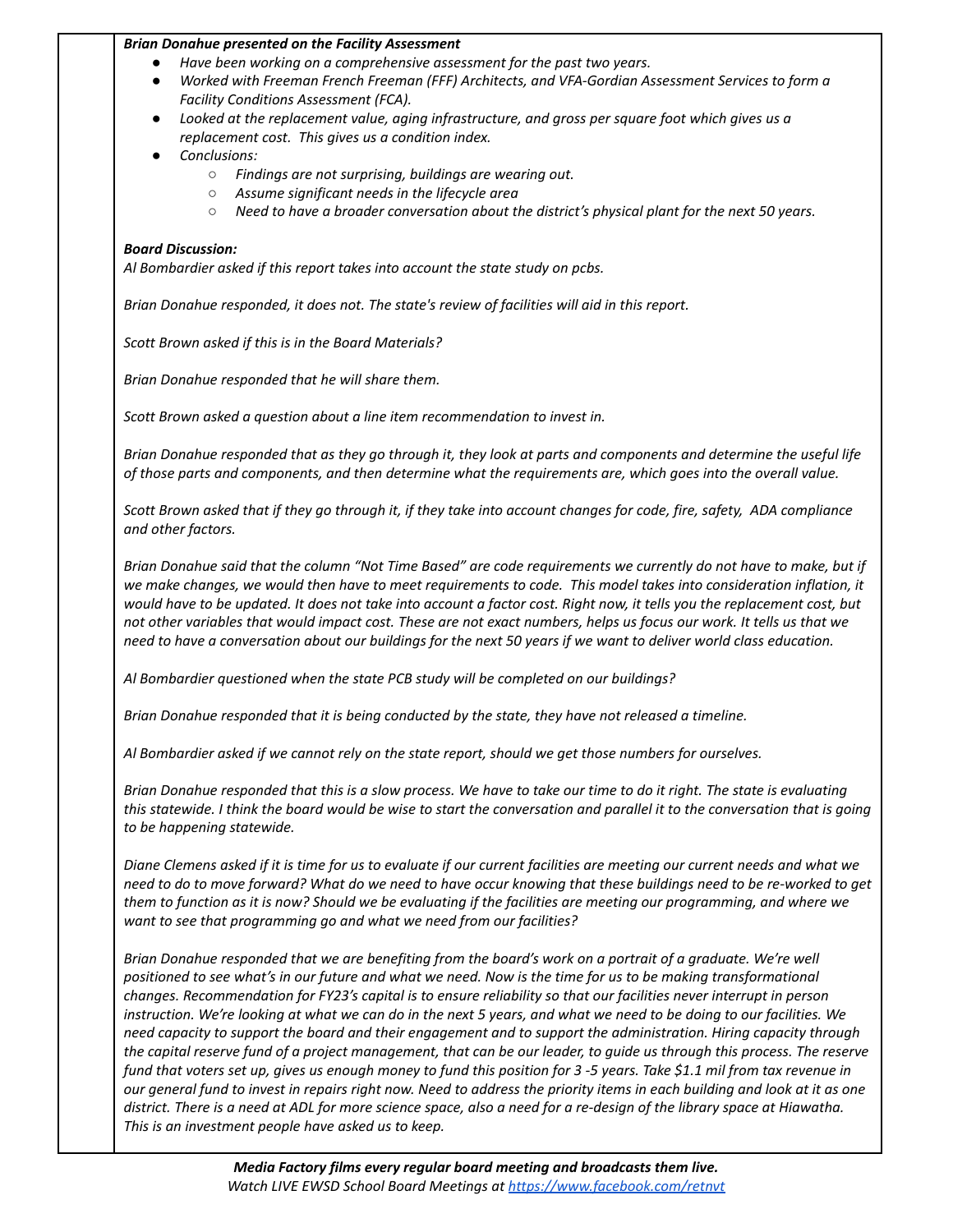***Brian Donahue presented on the Facility Assessment***

- *Have been working on a comprehensive assessment for the past two years.*
- *Worked with Freeman French Freeman (FFF) Architects, and VFA-Gordian Assessment Services to form a Facility Conditions Assessment (FCA).*
- *Looked at the replacement value, aging infrastructure, and gross per square foot which gives us a replacement cost. This gives us a condition index.*
- *Conclusions:*
  - *Findings are not surprising, buildings are wearing out.*
  - *Assume significant needs in the lifecycle area*
  - *Need to have a broader conversation about the district's physical plant for the next 50 years.*

***Board Discussion:***

*Al Bombardier asked if this report takes into account the state study on pcbs.*

*Brian Donahue responded, it does not. The state's review of facilities will aid in this report.*

*Scott Brown asked if this is in the Board Materials?*

*Brian Donahue responded that he will share them.*

*Scott Brown asked a question about a line item recommendation to invest in.*

*Brian Donahue responded that as they go through it, they look at parts and components and determine the useful life of those parts and components, and then determine what the requirements are, which goes into the overall value.*

*Scott Brown asked that if they go through it, if they take into account changes for code, fire, safety, ADA compliance and other factors.*

*Brian Donahue said that the column "Not Time Based" are code requirements we currently do not have to make, but if we make changes, we would then have to meet requirements to code. This model takes into consideration inflation, it would have to be updated. It does not take into account a factor cost. Right now, it tells you the replacement cost, but not other variables that would impact cost. These are not exact numbers, helps us focus our work. It tells us that we need to have a conversation about our buildings for the next 50 years if we want to deliver world class education.*

*Al Bombardier questioned when the state PCB study will be completed on our buildings?*

*Brian Donahue responded that it is being conducted by the state, they have not released a timeline.*

*Al Bombardier asked if we cannot rely on the state report, should we get those numbers for ourselves.*

*Brian Donahue responded that this is a slow process. We have to take our time to do it right. The state is evaluating this statewide. I think the board would be wise to start the conversation and parallel it to the conversation that is going to be happening statewide.*

*Diane Clemens asked if it is time for us to evaluate if our current facilities are meeting our current needs and what we need to do to move forward? What do we need to have occur knowing that these buildings need to be re-worked to get them to function as it is now? Should we be evaluating if the facilities are meeting our programming, and where we want to see that programming go and what we need from our facilities?*

*Brian Donahue responded that we are benefiting from the board's work on a portrait of a graduate. We're well positioned to see what's in our future and what we need. Now is the time for us to be making transformational changes. Recommendation for FY23's capital is to ensure reliability so that our facilities never interrupt in person instruction. We're looking at what we can do in the next 5 years, and what we need to be doing to our facilities. We need capacity to support the board and their engagement and to support the administration. Hiring capacity through the capital reserve fund of a project management, that can be our leader, to guide us through this process. The reserve fund that voters set up, gives us enough money to fund this position for 3 -5 years. Take $1.1 mil from tax revenue in our general fund to invest in repairs right now. Need to address the priority items in each building and look at it as one district. There is a need at ADL for more science space, also a need for a re-design of the library space at Hiawatha. This is an investment people have asked us to keep.*

***Media Factory films every regular board meeting and broadcasts them live.***
*Watch LIVE EWSD School Board Meetings at [https://www.facebook.com/retnvt](https://www.facebook.com/retnvt)*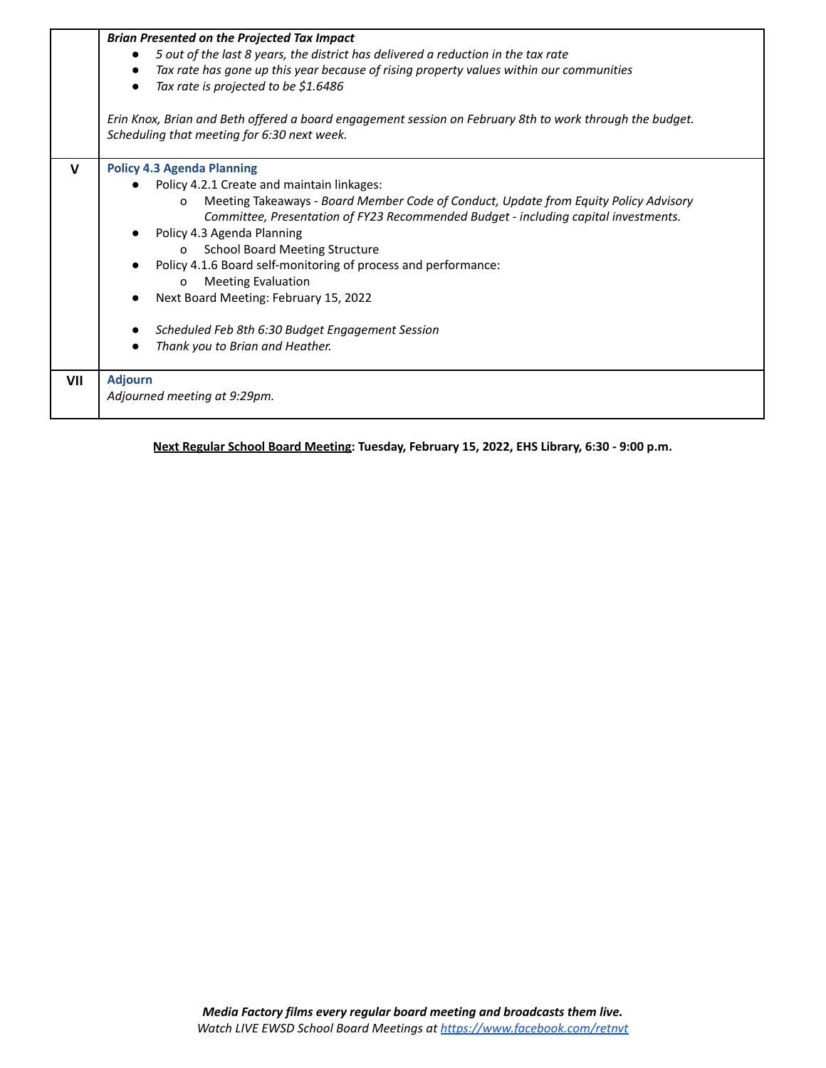| | |
|---|---|
| | ***Brian Presented on the Projected Tax Impact***<br>• *5 out of the last 8 years, the district has delivered a reduction in the tax rate*<br>• *Tax rate has gone up this year because of rising property values within our communities*<br>• *Tax rate is projected to be $1.6486*<br><br>*Erin Knox, Brian and Beth offered a board engagement session on February 8th to work through the budget. Scheduling that meeting for 6:30 next week.* |
| **V** | **Policy 4.3 Agenda Planning**<br>• Policy 4.2.1 Create and maintain linkages:<br>  o Meeting Takeaways - *Board Member Code of Conduct, Update from Equity Policy Advisory Committee, Presentation of FY23 Recommended Budget - including capital investments.*<br>• Policy 4.3 Agenda Planning<br>  o School Board Meeting Structure<br>• Policy 4.1.6 Board self-monitoring of process and performance:<br>  o Meeting Evaluation<br>• Next Board Meeting: February 15, 2022<br><br>• *Scheduled Feb 8th 6:30 Budget Engagement Session*<br>• *Thank you to Brian and Heather.* |
| **VII** | **Adjourn**<br>*Adjourned meeting at 9:29pm.* |

**Next Regular School Board Meeting: Tuesday, February 15, 2022, EHS Library, 6:30 - 9:00 p.m.**

***Media Factory films every regular board meeting and broadcasts them live.***
*Watch LIVE EWSD School Board Meetings at https://www.facebook.com/retnvt*